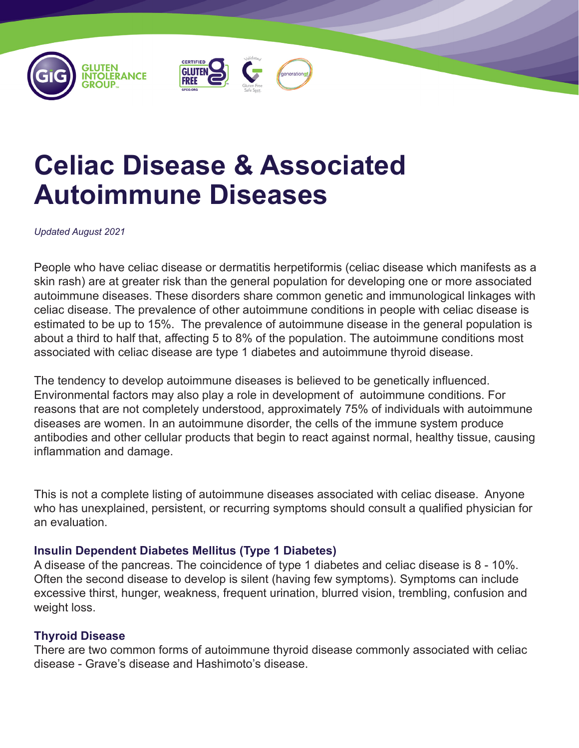# Celiac Disease & Associated Autoimmune Diseases

*Updated August 2021*

People who have celiac disease or dermatitis herpetiformis (celiac disease which manifests as a skin rash) are at greater risk than the general population for developing one or more associated autoimmune diseases. These disorders share common genetic and immunological linkages with celiac disease. The prevalence of other autoimmune conditions in people with celiac disease is estimated to be up to 15%. The prevalence of autoimmune disease in the general population is about a third to half that, affecting 5 to 8% of the population. The autoimmune conditions most associated with celiac disease are type 1 diabetes and autoimmune thyroid disease.

The tendency to develop autoimmune diseases is believed to be genetically influenced. Environmental factors may also play a role in development of autoimmune conditions. For reasons that are not completely understood, approximately 75% of individuals with autoimmune diseases are women. In an autoimmune disorder, the cells of the immune system produce antibodies and other cellular products that begin to react against normal, healthy tissue, causing inflammation and damage.

This is not a complete listing of autoimmune diseases associated with celiac disease. Anyone who has unexplained, persistent, or recurring symptoms should consult a qualified physician for an evaluation.

### Insulin Dependent Diabetes Mellitus (Type 1 Diabetes)

A disease of the pancreas. The coincidence of type 1 diabetes and celiac disease is 8 - 10%. Often the second disease to develop is silent (having few symptoms). Symptoms can include excessive thirst, hunger, weakness, frequent urination, blurred vision, trembling, confusion and weight loss.

### Thyroid Disease

There are two common forms of autoimmune thyroid disease commonly associated with celiac disease - Grave's disease and Hashimoto's disease.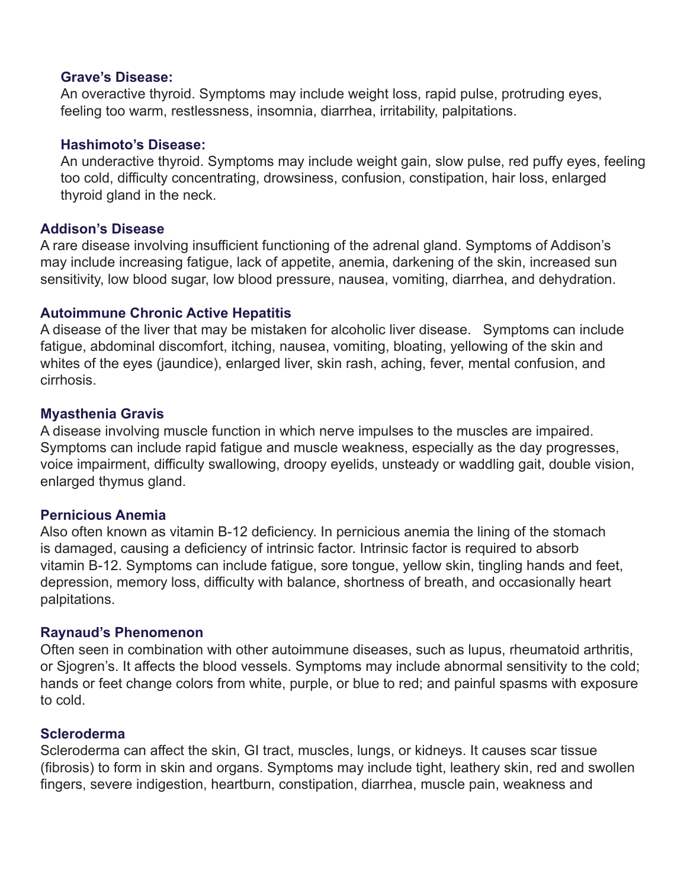**Grave's Disease:**
An overactive thyroid. Symptoms may include weight loss, rapid pulse, protruding eyes, feeling too warm, restlessness, insomnia, diarrhea, irritability, palpitations.

**Hashimoto's Disease:**
An underactive thyroid. Symptoms may include weight gain, slow pulse, red puffy eyes, feeling too cold, difficulty concentrating, drowsiness, confusion, constipation, hair loss, enlarged thyroid gland in the neck.

### Addison's Disease

A rare disease involving insufficient functioning of the adrenal gland. Symptoms of Addison's may include increasing fatigue, lack of appetite, anemia, darkening of the skin, increased sun sensitivity, low blood sugar, low blood pressure, nausea, vomiting, diarrhea, and dehydration.

### Autoimmune Chronic Active Hepatitis

A disease of the liver that may be mistaken for alcoholic liver disease. Symptoms can include fatigue, abdominal discomfort, itching, nausea, vomiting, bloating, yellowing of the skin and whites of the eyes (jaundice), enlarged liver, skin rash, aching, fever, mental confusion, and cirrhosis.

### Myasthenia Gravis

A disease involving muscle function in which nerve impulses to the muscles are impaired. Symptoms can include rapid fatigue and muscle weakness, especially as the day progresses, voice impairment, difficulty swallowing, droopy eyelids, unsteady or waddling gait, double vision, enlarged thymus gland.

### Pernicious Anemia

Also often known as vitamin B-12 deficiency. In pernicious anemia the lining of the stomach is damaged, causing a deficiency of intrinsic factor. Intrinsic factor is required to absorb vitamin B-12. Symptoms can include fatigue, sore tongue, yellow skin, tingling hands and feet, depression, memory loss, difficulty with balance, shortness of breath, and occasionally heart palpitations.

### Raynaud's Phenomenon

Often seen in combination with other autoimmune diseases, such as lupus, rheumatoid arthritis, or Sjogren's. It affects the blood vessels. Symptoms may include abnormal sensitivity to the cold; hands or feet change colors from white, purple, or blue to red; and painful spasms with exposure to cold.

### Scleroderma

Scleroderma can affect the skin, GI tract, muscles, lungs, or kidneys. It causes scar tissue (fibrosis) to form in skin and organs. Symptoms may include tight, leathery skin, red and swollen fingers, severe indigestion, heartburn, constipation, diarrhea, muscle pain, weakness and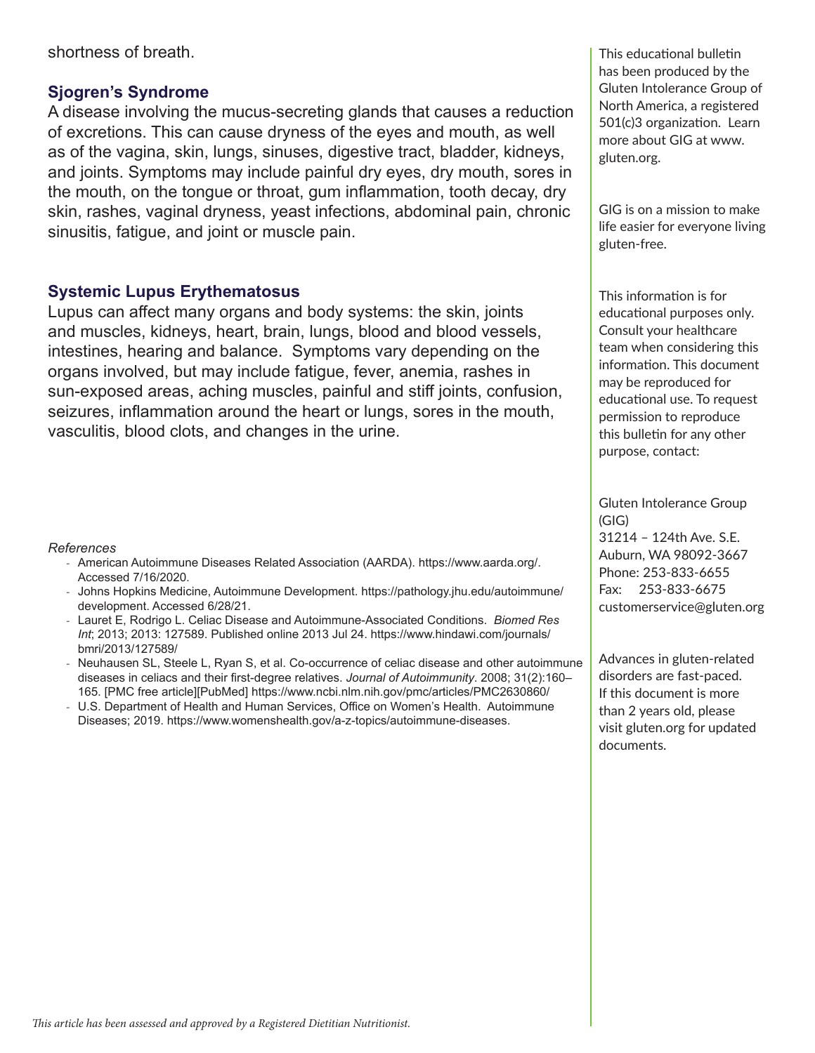shortness of breath.

### Sjogren's Syndrome

A disease involving the mucus-secreting glands that causes a reduction of excretions. This can cause dryness of the eyes and mouth, as well as of the vagina, skin, lungs, sinuses, digestive tract, bladder, kidneys, and joints. Symptoms may include painful dry eyes, dry mouth, sores in the mouth, on the tongue or throat, gum inflammation, tooth decay, dry skin, rashes, vaginal dryness, yeast infections, abdominal pain, chronic sinusitis, fatigue, and joint or muscle pain.

### Systemic Lupus Erythematosus

Lupus can affect many organs and body systems: the skin, joints and muscles, kidneys, heart, brain, lungs, blood and blood vessels, intestines, hearing and balance. Symptoms vary depending on the organs involved, but may include fatigue, fever, anemia, rashes in sun-exposed areas, aching muscles, painful and stiff joints, confusion, seizures, inflammation around the heart or lungs, sores in the mouth, vasculitis, blood clots, and changes in the urine.

*References*

- American Autoimmune Diseases Related Association (AARDA). https://www.aarda.org/. Accessed 7/16/2020.
- Johns Hopkins Medicine, Autoimmune Development. https://pathology.jhu.edu/autoimmune/development. Accessed 6/28/21.
- Lauret E, Rodrigo L. Celiac Disease and Autoimmune-Associated Conditions. *Biomed Res Int*; 2013; 2013: 127589. Published online 2013 Jul 24. https://www.hindawi.com/journals/bmri/2013/127589/
- Neuhausen SL, Steele L, Ryan S, et al. Co-occurrence of celiac disease and other autoimmune diseases in celiacs and their first-degree relatives. *Journal of Autoimmunity*. 2008; 31(2):160–165. [PMC free article][PubMed] https://www.ncbi.nlm.nih.gov/pmc/articles/PMC2630860/
- U.S. Department of Health and Human Services, Office on Women's Health. Autoimmune Diseases; 2019. https://www.womenshealth.gov/a-z-topics/autoimmune-diseases.

This educational bulletin has been produced by the Gluten Intolerance Group of North America, a registered 501(c)3 organization. Learn more about GIG at www.gluten.org.

GIG is on a mission to make life easier for everyone living gluten-free.

This information is for educational purposes only. Consult your healthcare team when considering this information. This document may be reproduced for educational use. To request permission to reproduce this bulletin for any other purpose, contact:

Gluten Intolerance Group (GIG)
31214 – 124th Ave. S.E.
Auburn, WA 98092-3667
Phone: 253-833-6655
Fax: 253-833-6675
customerservice@gluten.org

Advances in gluten-related disorders are fast-paced. If this document is more than 2 years old, please visit gluten.org for updated documents.

*This article has been assessed and approved by a Registered Dietitian Nutritionist.*